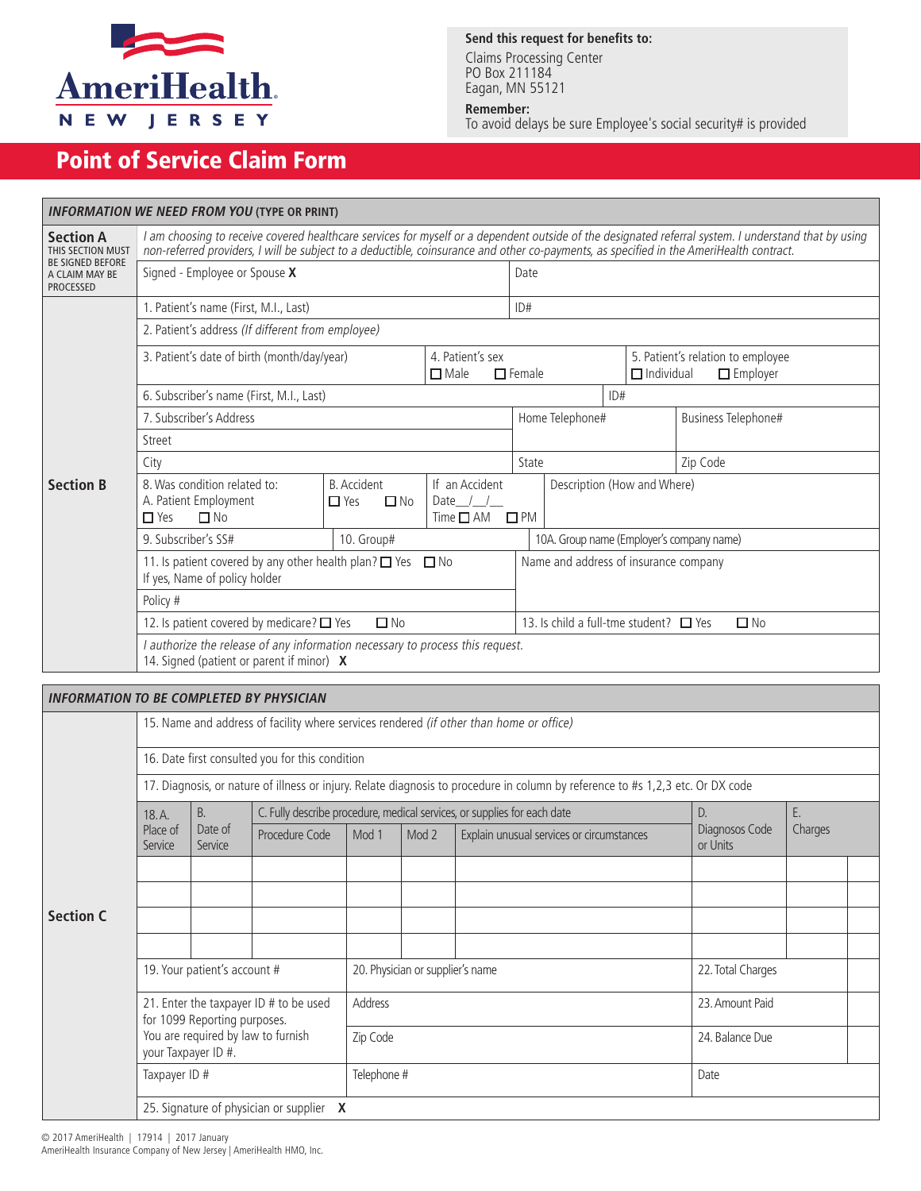AmeriHealth
NEW JERSEY

**Send this request for benefits to:**

Claims Processing Center
PO Box 211184
Eagan, MN 55121

**Remember:**
To avoid delays be sure Employee's social security# is provided

# Point of Service Claim Form

## *INFORMATION WE NEED FROM YOU* (TYPE OR PRINT)

**Section A**
THIS SECTION MUST BE SIGNED BEFORE A CLAIM MAY BE PROCESSED

*I am choosing to receive covered healthcare services for myself or a dependent outside of the designated referral system. I understand that by using non-referred providers, I will be subject to a deductible, coinsurance and other co-payments, as specified in the AmeriHealth contract.*

Signed - Employee or Spouse **X** | Date

**Section B**

1. Patient's name (First, M.I., Last) | ID#
2. Patient's address *(If different from employee)*
3. Patient's date of birth (month/day/year)
4. Patient's sex ☐ Male ☐ Female
5. Patient's relation to employee ☐ Individual ☐ Employer
6. Subscriber's name (First, M.I., Last) | ID#
7. Subscriber's Address | Home Telephone# | Business Telephone#

Street

City | State | Zip Code

8. Was condition related to:
   A. Patient Employment ☐ Yes ☐ No
   B. Accident ☐ Yes ☐ No
   If an Accident Date\_\_/\_\_/\_\_ Time ☐ AM ☐ PM
   Description (How and Where)
9. Subscriber's SS#
10. Group#

10A. Group name (Employer's company name)

11. Is patient covered by any other health plan? ☐ Yes ☐ No
    If yes, Name of policy holder
    Name and address of insurance company
    Policy #
12. Is patient covered by medicare? ☐ Yes ☐ No
13. Is child a full-tme student? ☐ Yes ☐ No

*I authorize the release of any information necessary to process this request.*

14. Signed (patient or parent if minor) **X**

## *INFORMATION TO BE COMPLETED BY PHYSICIAN*

**Section C**

15. Name and address of facility where services rendered *(if other than home or office)*
16. Date first consulted you for this condition
17. Diagnosis, or nature of illness or injury. Relate diagnosis to procedure in column by reference to #s 1,2,3 etc. Or DX code

| 18. A. Place of Service | B. Date of Service | C. Fully describe procedure, medical services, or supplies for each date | | | | D. Diagnosos Code or Units | E. Charges | |
|---|---|---|---|---|---|---|---|---|
| | | Procedure Code | Mod 1 | Mod 2 | Explain unusual services or circumstances | | | |
| | | | | | | | | |
| | | | | | | | | |
| | | | | | | | | |
| | | | | | | | | |

19. Your patient's account #
20. Physician or supplier's name
21. Enter the taxpayer ID # to be used for 1099 Reporting purposes. You are required by law to furnish your Taxpayer ID #.
22. Total Charges
23. Amount Paid
24. Balance Due

Address

Zip Code

Taxpayer ID # | Telephone # | Date

25. Signature of physician or supplier **X**

© 2017 AmeriHealth | 17914 | 2017 January
AmeriHealth Insurance Company of New Jersey | AmeriHealth HMO, Inc.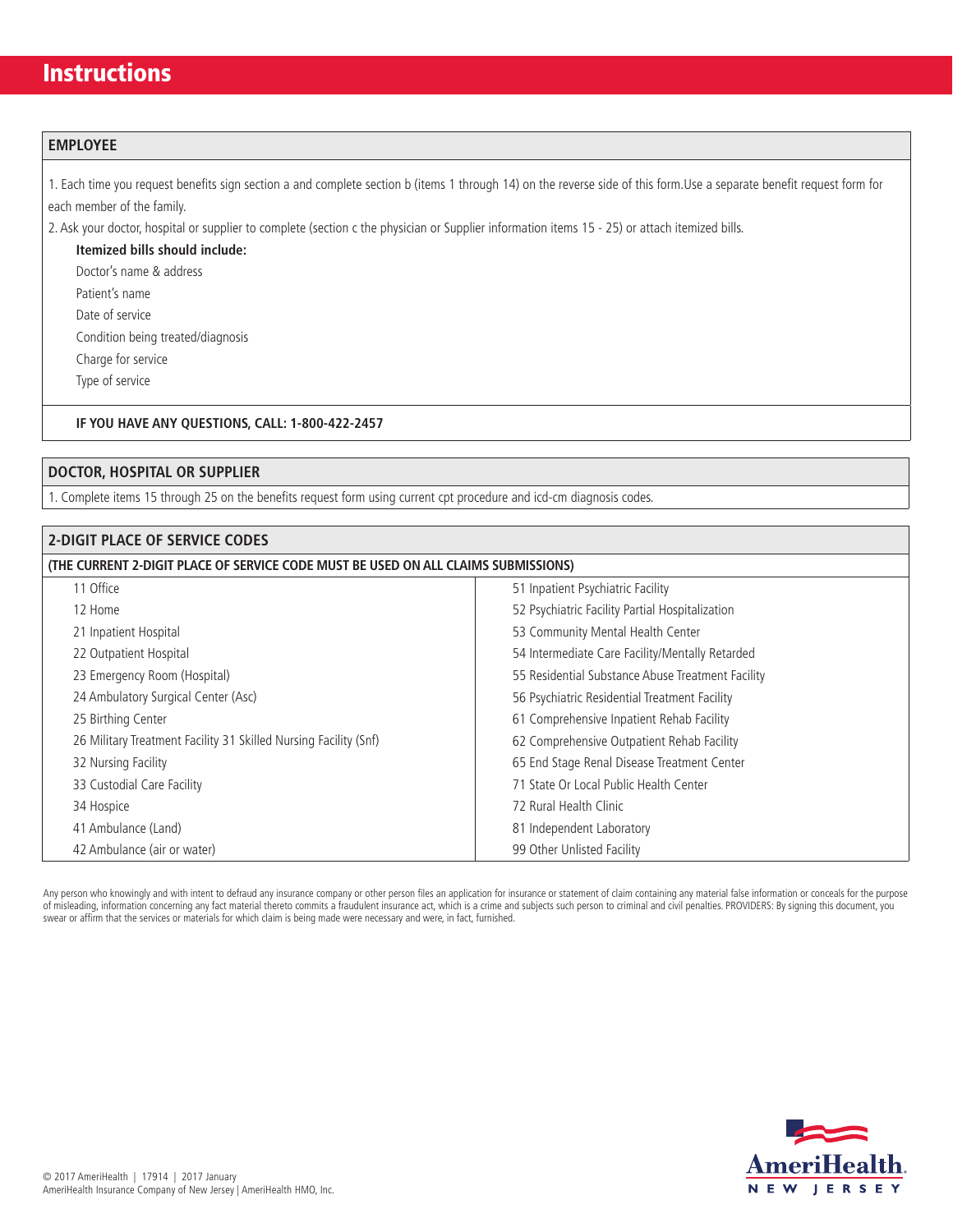# Instructions

## EMPLOYEE

1. Each time you request benefits sign section a and complete section b (items 1 through 14) on the reverse side of this form.Use a separate benefit request form for each member of the family.
2. Ask your doctor, hospital or supplier to complete (section c the physician or Supplier information items 15 - 25) or attach itemized bills.

**Itemized bills should include:**

Doctor's name & address
Patient's name
Date of service
Condition being treated/diagnosis
Charge for service
Type of service

**IF YOU HAVE ANY QUESTIONS, CALL: 1-800-422-2457**

## DOCTOR, HOSPITAL OR SUPPLIER

1. Complete items 15 through 25 on the benefits request form using current cpt procedure and icd-cm diagnosis codes.

## 2-DIGIT PLACE OF SERVICE CODES

**(THE CURRENT 2-DIGIT PLACE OF SERVICE CODE MUST BE USED ON ALL CLAIMS SUBMISSIONS)**

| | |
|---|---|
| 11 Office | 51 Inpatient Psychiatric Facility |
| 12 Home | 52 Psychiatric Facility Partial Hospitalization |
| 21 Inpatient Hospital | 53 Community Mental Health Center |
| 22 Outpatient Hospital | 54 Intermediate Care Facility/Mentally Retarded |
| 23 Emergency Room (Hospital) | 55 Residential Substance Abuse Treatment Facility |
| 24 Ambulatory Surgical Center (Asc) | 56 Psychiatric Residential Treatment Facility |
| 25 Birthing Center | 61 Comprehensive Inpatient Rehab Facility |
| 26 Military Treatment Facility 31 Skilled Nursing Facility (Snf) | 62 Comprehensive Outpatient Rehab Facility |
| 32 Nursing Facility | 65 End Stage Renal Disease Treatment Center |
| 33 Custodial Care Facility | 71 State Or Local Public Health Center |
| 34 Hospice | 72 Rural Health Clinic |
| 41 Ambulance (Land) | 81 Independent Laboratory |
| 42 Ambulance (air or water) | 99 Other Unlisted Facility |

Any person who knowingly and with intent to defraud any insurance company or other person files an application for insurance or statement of claim containing any material false information or conceals for the purpose of misleading, information concerning any fact material thereto commits a fraudulent insurance act, which is a crime and subjects such person to criminal and civil penalties. PROVIDERS: By signing this document, you swear or affirm that the services or materials for which claim is being made were necessary and were, in fact, furnished.

© 2017 AmeriHealth | 17914 | 2017 January
AmeriHealth Insurance Company of New Jersey | AmeriHealth HMO, Inc.

AmeriHealth. NEW JERSEY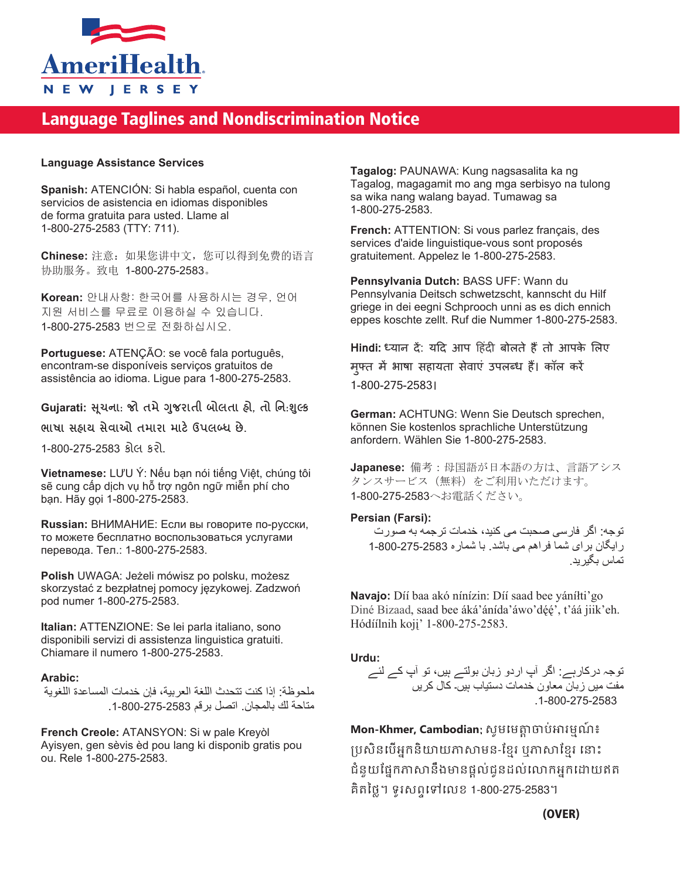AmeriHealth NEW JERSEY

# Language Taglines and Nondiscrimination Notice

**Language Assistance Services**

**Spanish:** ATENCIÓN: Si habla español, cuenta con servicios de asistencia en idiomas disponibles de forma gratuita para usted. Llame al 1-800-275-2583 (TTY: 711).

**Chinese:** 注意：如果您讲中文，您可以得到免费的语言协助服务。致电 1-800-275-2583。

**Korean:** 안내사항: 한국어를 사용하시는 경우, 언어 지원 서비스를 무료로 이용하실 수 있습니다. 1-800-275-2583 번으로 전화하십시오.

**Portuguese:** ATENÇÃO: se você fala português, encontram-se disponíveis serviços gratuitos de assistência ao idioma. Ligue para 1-800-275-2583.

**Gujarati:** સૂચના: જો તમે ગુજરાતી બોલતા હો, તો નિ:શુલ્ક ભાષા સહાય સેવાઓ તમારા માટે ઉપલબ્ધ છે. 1-800-275-2583 કૉલ કરો.

**Vietnamese:** LƯU Ý: Nếu bạn nói tiếng Việt, chúng tôi sẽ cung cấp dịch vụ hỗ trợ ngôn ngữ miễn phí cho bạn. Hãy gọi 1-800-275-2583.

**Russian:** ВНИМАНИЕ: Если вы говорите по-русски, то можете бесплатно воспользоваться услугами перевода. Тел.: 1-800-275-2583.

**Polish** UWAGA: Jeżeli mówisz po polsku, możesz skorzystać z bezpłatnej pomocy językowej. Zadzwoń pod numer 1-800-275-2583.

**Italian:** ATTENZIONE: Se lei parla italiano, sono disponibili servizi di assistenza linguistica gratuiti. Chiamare il numero 1-800-275-2583.

**Arabic:**
ملحوظة: إذا كنت تتحدث اللغة العربية، فإن خدمات المساعدة اللغوية متاحة لك بالمجان. اتصل برقم 1-800-275-2583.

**French Creole:** ATANSYON: Si w pale Kreyòl Ayisyen, gen sèvis èd pou lang ki disponib gratis pou ou. Rele 1-800-275-2583.

**Tagalog:** PAUNAWA: Kung nagsasalita ka ng Tagalog, magagamit mo ang mga serbisyo na tulong sa wika nang walang bayad. Tumawag sa 1-800-275-2583.

**French:** ATTENTION: Si vous parlez français, des services d'aide linguistique-vous sont proposés gratuitement. Appelez le 1-800-275-2583.

**Pennsylvania Dutch:** BASS UFF: Wann du Pennsylvania Deitsch schwetzscht, kannscht du Hilf griege in dei eegni Schprooch unni as es dich ennich eppes koschte zellt. Ruf die Nummer 1-800-275-2583.

**Hindi:** ध्यान दें: यदि आप हिंदी बोलते हैं तो आपके लिए मुफ्त में भाषा सहायता सेवाएं उपलब्ध हैं। कॉल करें 1-800-275-2583।

**German:** ACHTUNG: Wenn Sie Deutsch sprechen, können Sie kostenlos sprachliche Unterstützung anfordern. Wählen Sie 1-800-275-2583.

**Japanese:** 備考：母国語が日本語の方は、言語アシスタンスサービス（無料）をご利用いただけます。1-800-275-2583へお電話ください。

**Persian (Farsi):**
توجه: اگر فارسی صحبت می کنید، خدمات ترجمه به صورت رایگان برای شما فراهم می باشد. با شماره 1-800-275-2583 تماس بگیرید.

**Navajo:** Díí baa akó nínízin: Díí saad bee yáníłti'go Diné Bizaad, saad bee áká'ánída'áwo'dę́ę́', t'áá jiik'eh. Hódíílnih koj¡' 1-800-275-2583.

**Urdu:**
توجہ درکارہے: اگر آپ اردو زبان بولتے ہیں، تو آپ کے لئے مفت میں زبان معاون خدمات دستیاب ہیں۔ کال کریں 1-800-275-2583.

**Mon-Khmer, Cambodian:** សូមមេត្តាចាប់អារម្មណ៍៖ ប្រសិនបើអ្នកនិយាយភាសាមន-ខ្មែរ ឬភាសាខ្មែរ នោះជំនួយផ្នែកភាសានឹងមានផ្តល់ជូនដល់លោកអ្នកដោយឥតគិតថ្លៃ។ ទូរសព្ទទៅលេខ 1-800-275-2583។

**(OVER)**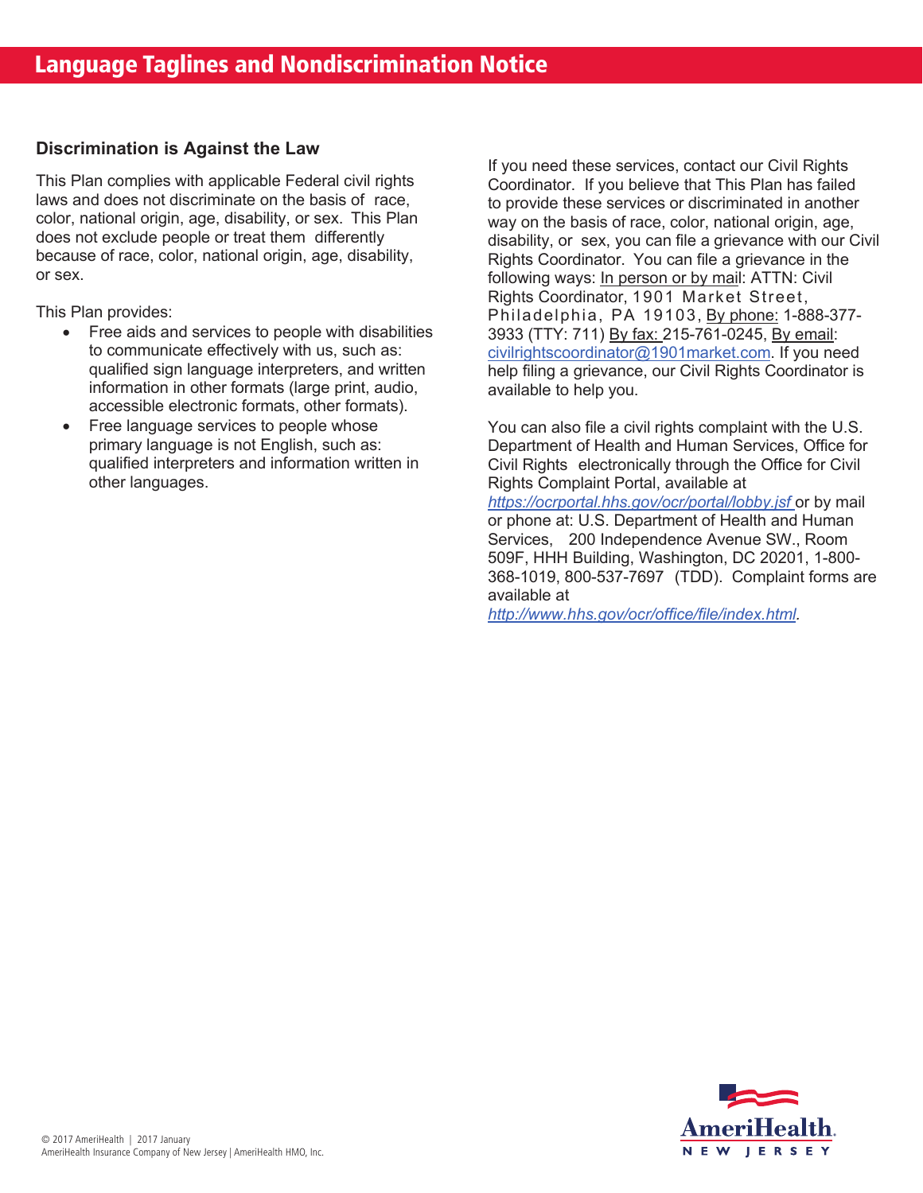# Language Taglines and Nondiscrimination Notice

### Discrimination is Against the Law

This Plan complies with applicable Federal civil rights laws and does not discriminate on the basis of race, color, national origin, age, disability, or sex. This Plan does not exclude people or treat them differently because of race, color, national origin, age, disability, or sex.

This Plan provides:

- Free aids and services to people with disabilities to communicate effectively with us, such as: qualified sign language interpreters, and written information in other formats (large print, audio, accessible electronic formats, other formats).
- Free language services to people whose primary language is not English, such as: qualified interpreters and information written in other languages.

If you need these services, contact our Civil Rights Coordinator. If you believe that This Plan has failed to provide these services or discriminated in another way on the basis of race, color, national origin, age, disability, or sex, you can file a grievance with our Civil Rights Coordinator. You can file a grievance in the following ways: In person or by mail: ATTN: Civil Rights Coordinator, 1901 Market Street, Philadelphia, PA 19103, By phone: 1-888-377-3933 (TTY: 711) By fax: 215-761-0245, By email: civilrightscoordinator@1901market.com. If you need help filing a grievance, our Civil Rights Coordinator is available to help you.

You can also file a civil rights complaint with the U.S. Department of Health and Human Services, Office for Civil Rights electronically through the Office for Civil Rights Complaint Portal, available at *https://ocrportal.hhs.gov/ocr/portal/lobby.jsf* or by mail or phone at: U.S. Department of Health and Human Services, 200 Independence Avenue SW., Room 509F, HHH Building, Washington, DC 20201, 1-800-368-1019, 800-537-7697 (TDD). Complaint forms are available at *http://www.hhs.gov/ocr/office/file/index.html*.

© 2017 AmeriHealth | 2017 January
AmeriHealth Insurance Company of New Jersey | AmeriHealth HMO, Inc.

AmeriHealth. NEW JERSEY